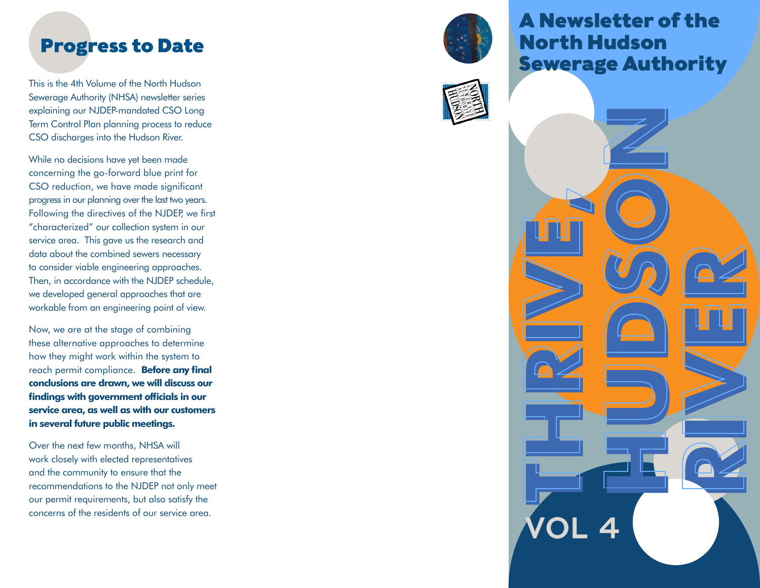## Progress to Date

This is the 4th Volume of the North Hudson Sewerage Authority (NHSA) newsletter series explaining our NJDEP-mandated CSO Long Term Control Plan planning process to reduce CSO discharges into the Hudson River.

While no decisions have yet been made concerning the go-forward blue print for CSO reduction, we have made significant progress in our planning over the last two years. Following the directives of the NJDEP, we first "characterized" our collection system in our service area. This gave us the research and data about the combined sewers necessary to consider viable engineering approaches. Then, in accordance with the NJDEP schedule, we developed general approaches that are workable from an engineering point of view.

Now, we are at the stage of combining these alternative approaches to determine how they might work within the system to reach permit compliance. **Before any final conclusions are drawn, we will discuss our findings with government officials in our service area, as well as with our customers in several future public meetings.**

Over the next few months, NHSA will work closely with elected representatives and the community to ensure that the recommendations to the NJDEP not only meet our permit requirements, but also satisfy the concerns of the residents of our service area.

# A Newsletter of the North Hudson Sewerage Authority

NORTH HUDSON SEWERAGE AUTHORITY

# THRIVE, HUDSON RIVER

VOL 4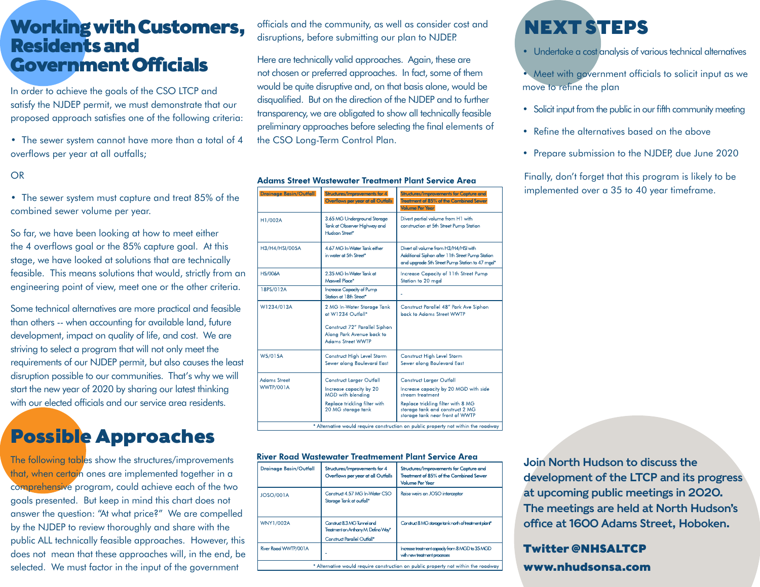# Working with Customers, Residents and Government Officials

In order to achieve the goals of the CSO LTCP and satisfy the NJDEP permit, we must demonstrate that our proposed approach satisfies one of the following criteria:

- The sewer system cannot have more than a total of 4 overflows per year at all outfalls;

OR

- The sewer system must capture and treat 85% of the combined sewer volume per year.

So far, we have been looking at how to meet either the 4 overflows goal or the 85% capture goal. At this stage, we have looked at solutions that are technically feasible. This means solutions that would, strictly from an engineering point of view, meet one or the other criteria.

Some technical alternatives are more practical and feasible than others -- when accounting for available land, future development, impact on quality of life, and cost. We are striving to select a program that will not only meet the requirements of our NJDEP permit, but also causes the least disruption possible to our communities. That's why we will start the new year of 2020 by sharing our latest thinking with our elected officials and our service area residents.

# Possible Approaches

The following tables show the structures/improvements that, when certain ones are implemented together in a comprehensive program, could achieve each of the two goals presented. But keep in mind this chart does not answer the question: "At what price?" We are compelled by the NJDEP to review thoroughly and share with the public ALL technically feasible approaches. However, this does not mean that these approaches will, in the end, be selected. We must factor in the input of the government officials and the community, as well as consider cost and disruptions, before submitting our plan to NJDEP.

Here are technically valid approaches. Again, these are not chosen or preferred approaches. In fact, some of them would be quite disruptive and, on that basis alone, would be disqualified. But on the direction of the NJDEP and to further transparency, we are obligated to show all technically feasible preliminary approaches before selecting the final elements of the CSO Long-Term Control Plan.

### Adams Street Wastewater Treatment Plant Service Area

| Drainage Basin/Outfall | Structures/Improvements for 4 Overflows per year at all Outfalls | Structures/Improvements for Capture and Treatment of 85% of the Combined Sewer Volume Per Year |
|---|---|---|
| H1/002A | 3.65 MG Underground Storage Tank at Observer Highway and Hudson Street* | Divert partial volume from H1 with construction at 5th Street Pump Station |
| H3/H4/HSI/005A | 4.67 MG In-Water Tank either in water at 5th Street* | Divert all volume from H3/H4/HSI with Additional Siphon after 11th Street Pump Station and upgrade 5th Street Pump Station to 47 mgd* |
| H5/006A | 2.35 MG In-Water Tank at Maxwell Place* | Increase Capacity of 11th Street Pump Station to 20 mgd |
| 18PS/012A | Increase Capacity of Pump Station at 18th Street* | - |
| W1234/013A | 2 MG In-Water Storage Tank at W1234 Outfall*<br>Construct 72" Parallel Siphon Along Park Avenue back to Adams Street WWTP | Construct Parallel 48" Park Ave Siphon back to Adams Street WWTP |
| W5/015A | Construct High Level Storm Sewer along Boulevard East | Construct High Level Storm Sewer along Boulevard East |
| Adams Street WWTP/001A | Construct Larger Outfall<br>Increase capacity by 20 MGD with blending<br>Replace trickling filter with 20 MG storage tank | Construct Larger Outfall<br>Increase capacity by 20 MGD with side stream treatment<br>Replace trickling filter with 8 MG storage tank and construct 2 MG storage tank near front of WWTP |

\* Alternative would require construction on public property not within the roadway

### River Road Wastewater Treatmement Plant Service Area

| Drainage Basin/Outfall | Structures/Improvements for 4 Overflows per year at all Outfalls | Structures/Improvements for Capture and Treatment of 85% of the Combined Sewer Volume Per Year |
|---|---|---|
| JOSO/001A | Construct 4.57 MG In-Water CSO Storage Tank at outfall* | Raise weirs on JOSO interceptor |
| WNY1/002A | Construct 8.3 MG Tunnel and Treatment on Anthony M. Defino Way*<br>Construct Parallel Outfall* | Construct 8 MG storage tank north of treatment plant* |
| River Road WWTP/001A | - | Increase treatment capacity from 8 MGD to 35 MGD with new treatment processes |

\* Alternative would require construction on public property not within the roadway

# NEXT STEPS

- Undertake a cost analysis of various technical alternatives
- Meet with government officials to solicit input as we move to refine the plan
- Solicit input from the public in our fifth community meeting
- Refine the alternatives based on the above
- Prepare submission to the NJDEP, due June 2020

Finally, don't forget that this program is likely to be implemented over a 35 to 40 year timeframe.

**Join North Hudson to discuss the development of the LTCP and its progress at upcoming public meetings in 2020. The meetings are held at North Hudson's office at 1600 Adams Street, Hoboken.**

**Twitter @NHSALTCP**

**www.nhudsonsa.com**